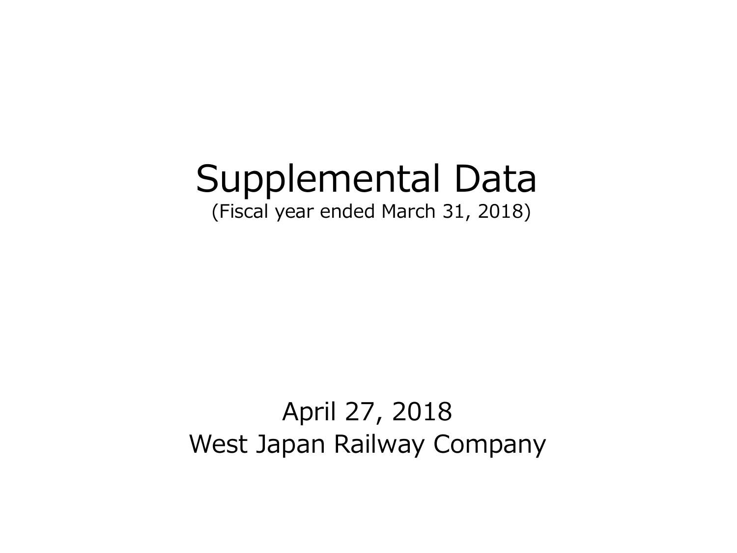# Supplemental Data

(Fiscal year ended March 31, 2018)

April 27, 2018

West Japan Railway Company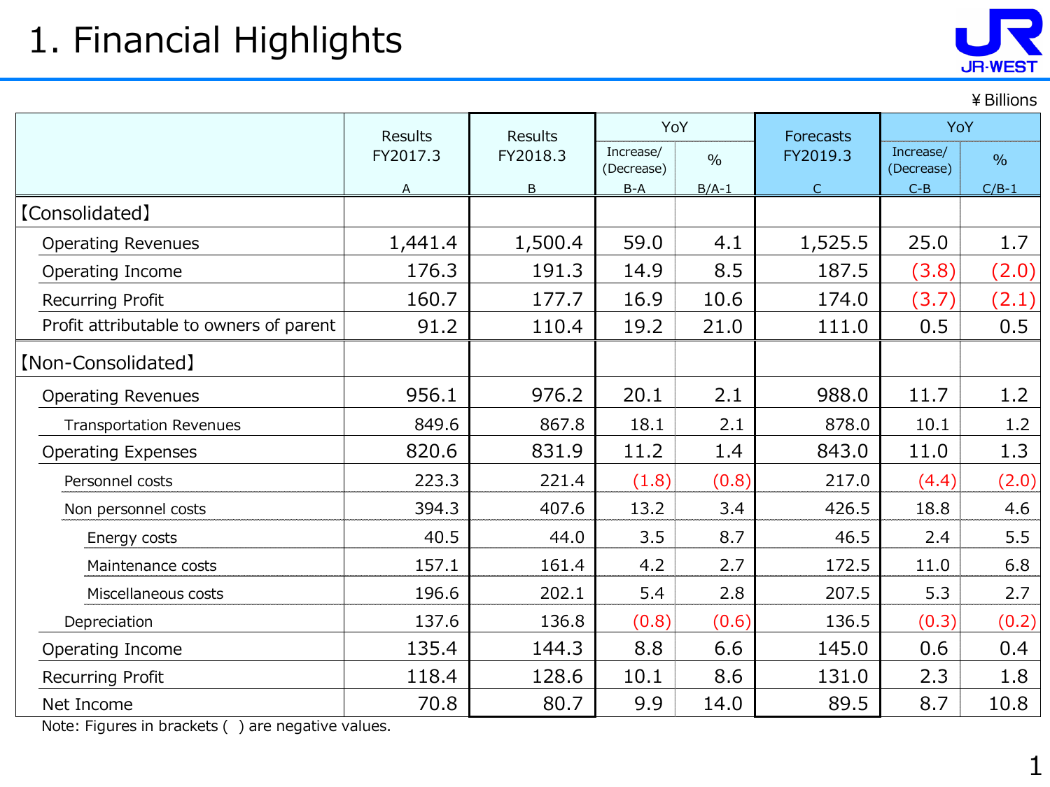# 1. Financial Highlights

¥Billions

| | Results FY2017.3 A | Results FY2018.3 B | YoY Increase/(Decrease) B-A | YoY % B/A-1 | Forecasts FY2019.3 C | YoY Increase/(Decrease) C-B | YoY % C/B-1 |
|---|---|---|---|---|---|---|---|
| 【Consolidated】 | | | | | | | |
| Operating Revenues | 1,441.4 | 1,500.4 | 59.0 | 4.1 | 1,525.5 | 25.0 | 1.7 |
| Operating Income | 176.3 | 191.3 | 14.9 | 8.5 | 187.5 | (3.8) | (2.0) |
| Recurring Profit | 160.7 | 177.7 | 16.9 | 10.6 | 174.0 | (3.7) | (2.1) |
| Profit attributable to owners of parent | 91.2 | 110.4 | 19.2 | 21.0 | 111.0 | 0.5 | 0.5 |
| 【Non-Consolidated】 | | | | | | | |
| Operating Revenues | 956.1 | 976.2 | 20.1 | 2.1 | 988.0 | 11.7 | 1.2 |
| Transportation Revenues | 849.6 | 867.8 | 18.1 | 2.1 | 878.0 | 10.1 | 1.2 |
| Operating Expenses | 820.6 | 831.9 | 11.2 | 1.4 | 843.0 | 11.0 | 1.3 |
| Personnel costs | 223.3 | 221.4 | (1.8) | (0.8) | 217.0 | (4.4) | (2.0) |
| Non personnel costs | 394.3 | 407.6 | 13.2 | 3.4 | 426.5 | 18.8 | 4.6 |
| Energy costs | 40.5 | 44.0 | 3.5 | 8.7 | 46.5 | 2.4 | 5.5 |
| Maintenance costs | 157.1 | 161.4 | 4.2 | 2.7 | 172.5 | 11.0 | 6.8 |
| Miscellaneous costs | 196.6 | 202.1 | 5.4 | 2.8 | 207.5 | 5.3 | 2.7 |
| Depreciation | 137.6 | 136.8 | (0.8) | (0.6) | 136.5 | (0.3) | (0.2) |
| Operating Income | 135.4 | 144.3 | 8.8 | 6.6 | 145.0 | 0.6 | 0.4 |
| Recurring Profit | 118.4 | 128.6 | 10.1 | 8.6 | 131.0 | 2.3 | 1.8 |
| Net Income | 70.8 | 80.7 | 9.9 | 14.0 | 89.5 | 8.7 | 10.8 |

Note: Figures in brackets ( ) are negative values.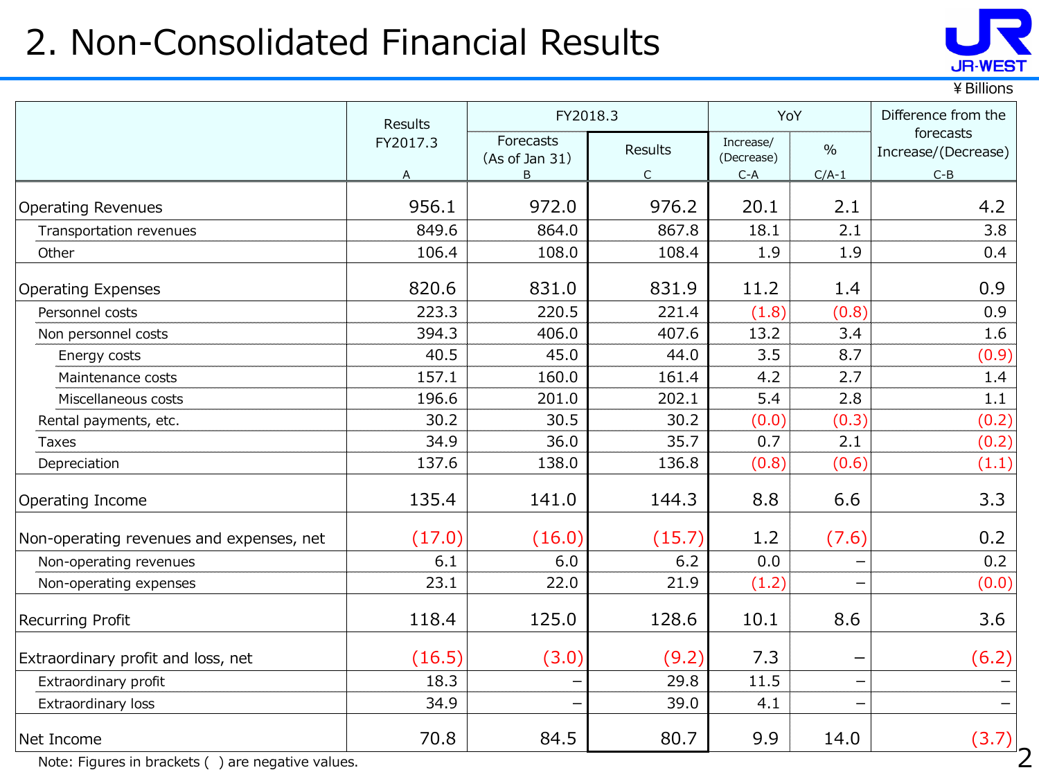# 2. Non-Consolidated Financial Results

¥Billions

| | Results FY2017.3 | FY2018.3 | | YoY | | Difference from the forecasts Increase/(Decrease) |
|---|---|---|---|---|---|---|
| | | Forecasts (As of Jan 31) | Results | Increase/ (Decrease) | % | |
| | A | B | C | C-A | C/A-1 | C-B |
| Operating Revenues | 956.1 | 972.0 | 976.2 | 20.1 | 2.1 | 4.2 |
| Transportation revenues | 849.6 | 864.0 | 867.8 | 18.1 | 2.1 | 3.8 |
| Other | 106.4 | 108.0 | 108.4 | 1.9 | 1.9 | 0.4 |
| Operating Expenses | 820.6 | 831.0 | 831.9 | 11.2 | 1.4 | 0.9 |
| Personnel costs | 223.3 | 220.5 | 221.4 | (1.8) | (0.8) | 0.9 |
| Non personnel costs | 394.3 | 406.0 | 407.6 | 13.2 | 3.4 | 1.6 |
| Energy costs | 40.5 | 45.0 | 44.0 | 3.5 | 8.7 | (0.9) |
| Maintenance costs | 157.1 | 160.0 | 161.4 | 4.2 | 2.7 | 1.4 |
| Miscellaneous costs | 196.6 | 201.0 | 202.1 | 5.4 | 2.8 | 1.1 |
| Rental payments, etc. | 30.2 | 30.5 | 30.2 | (0.0) | (0.3) | (0.2) |
| Taxes | 34.9 | 36.0 | 35.7 | 0.7 | 2.1 | (0.2) |
| Depreciation | 137.6 | 138.0 | 136.8 | (0.8) | (0.6) | (1.1) |
| Operating Income | 135.4 | 141.0 | 144.3 | 8.8 | 6.6 | 3.3 |
| Non-operating revenues and expenses, net | (17.0) | (16.0) | (15.7) | 1.2 | (7.6) | 0.2 |
| Non-operating revenues | 6.1 | 6.0 | 6.2 | 0.0 | – | 0.2 |
| Non-operating expenses | 23.1 | 22.0 | 21.9 | (1.2) | – | (0.0) |
| Recurring Profit | 118.4 | 125.0 | 128.6 | 10.1 | 8.6 | 3.6 |
| Extraordinary profit and loss, net | (16.5) | (3.0) | (9.2) | 7.3 | – | (6.2) |
| Extraordinary profit | 18.3 | – | 29.8 | 11.5 | – | – |
| Extraordinary loss | 34.9 | – | 39.0 | 4.1 | – | – |
| Net Income | 70.8 | 84.5 | 80.7 | 9.9 | 14.0 | (3.7) |

Note: Figures in brackets ( ) are negative values.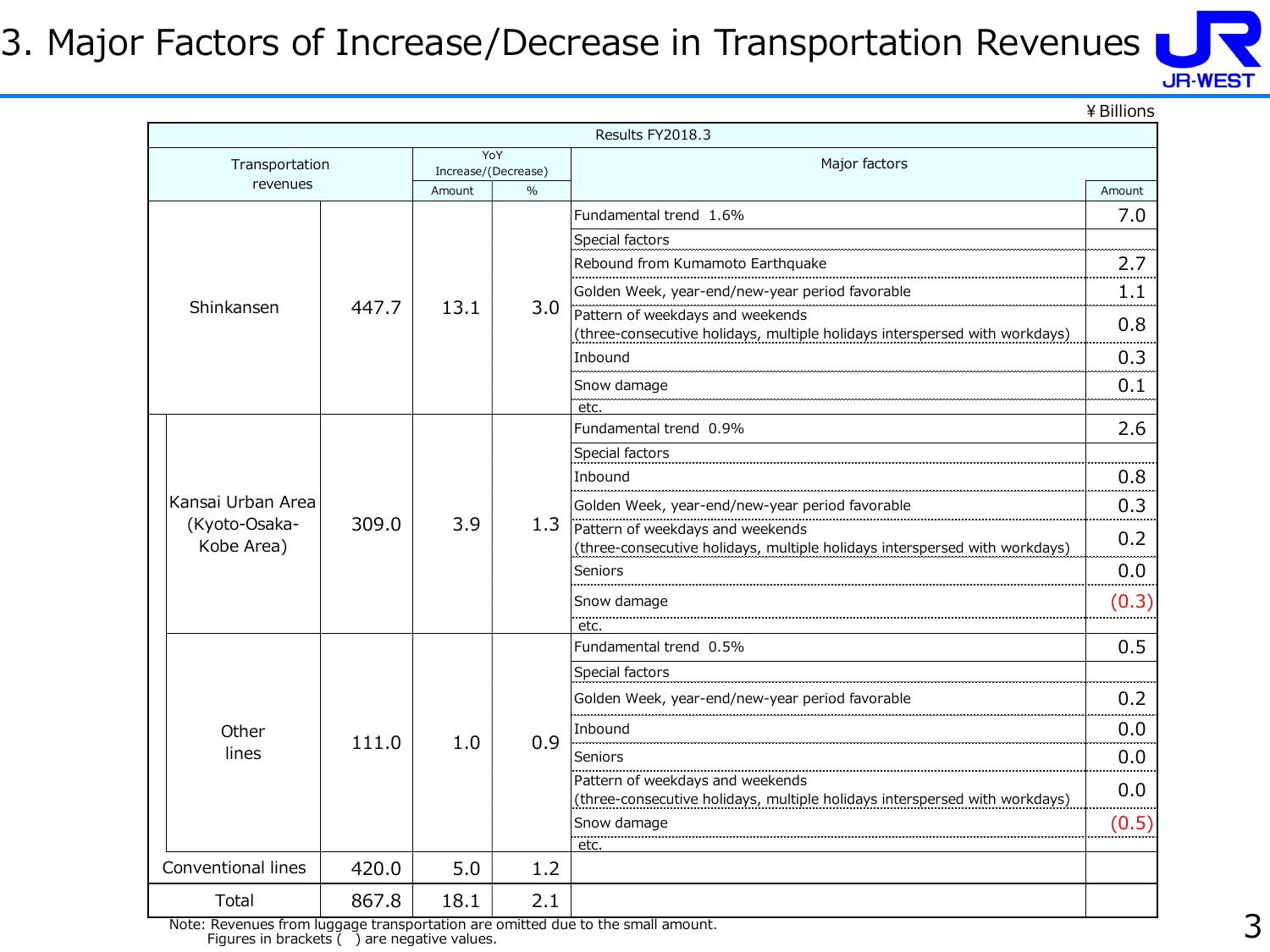# 3. Major Factors of Increase/Decrease in Transportation Revenues

¥ Billions

| Transportation revenues | | YoY Increase/(Decrease) Amount | % | Major factors | Amount |
|---|---|---|---|---|---|
| Shinkansen | 447.7 | 13.1 | 3.0 | Fundamental trend 1.6% | 7.0 |
| | | | | Special factors | |
| | | | | Rebound from Kumamoto Earthquake | 2.7 |
| | | | | Golden Week, year-end/new-year period favorable | 1.1 |
| | | | | Pattern of weekdays and weekends (three-consecutive holidays, multiple holidays interspersed with workdays) | 0.8 |
| | | | | Inbound | 0.3 |
| | | | | Snow damage | 0.1 |
| | | | | etc. | |
| Kansai Urban Area (Kyoto-Osaka-Kobe Area) | 309.0 | 3.9 | 1.3 | Fundamental trend 0.9% | 2.6 |
| | | | | Special factors | |
| | | | | Inbound | 0.8 |
| | | | | Golden Week, year-end/new-year period favorable | 0.3 |
| | | | | Pattern of weekdays and weekends (three-consecutive holidays, multiple holidays interspersed with workdays) | 0.2 |
| | | | | Seniors | 0.0 |
| | | | | Snow damage | (0.3) |
| | | | | etc. | |
| Other lines | 111.0 | 1.0 | 0.9 | Fundamental trend 0.5% | 0.5 |
| | | | | Special factors | |
| | | | | Golden Week, year-end/new-year period favorable | 0.2 |
| | | | | Inbound | 0.0 |
| | | | | Seniors | 0.0 |
| | | | | Pattern of weekdays and weekends (three-consecutive holidays, multiple holidays interspersed with workdays) | 0.0 |
| | | | | Snow damage | (0.5) |
| | | | | etc. | |
| Conventional lines | 420.0 | 5.0 | 1.2 | | |
| Total | 867.8 | 18.1 | 2.1 | | |

Results FY2018.3

Note: Revenues from luggage transportation are omitted due to the small amount.
Figures in brackets ( ) are negative values.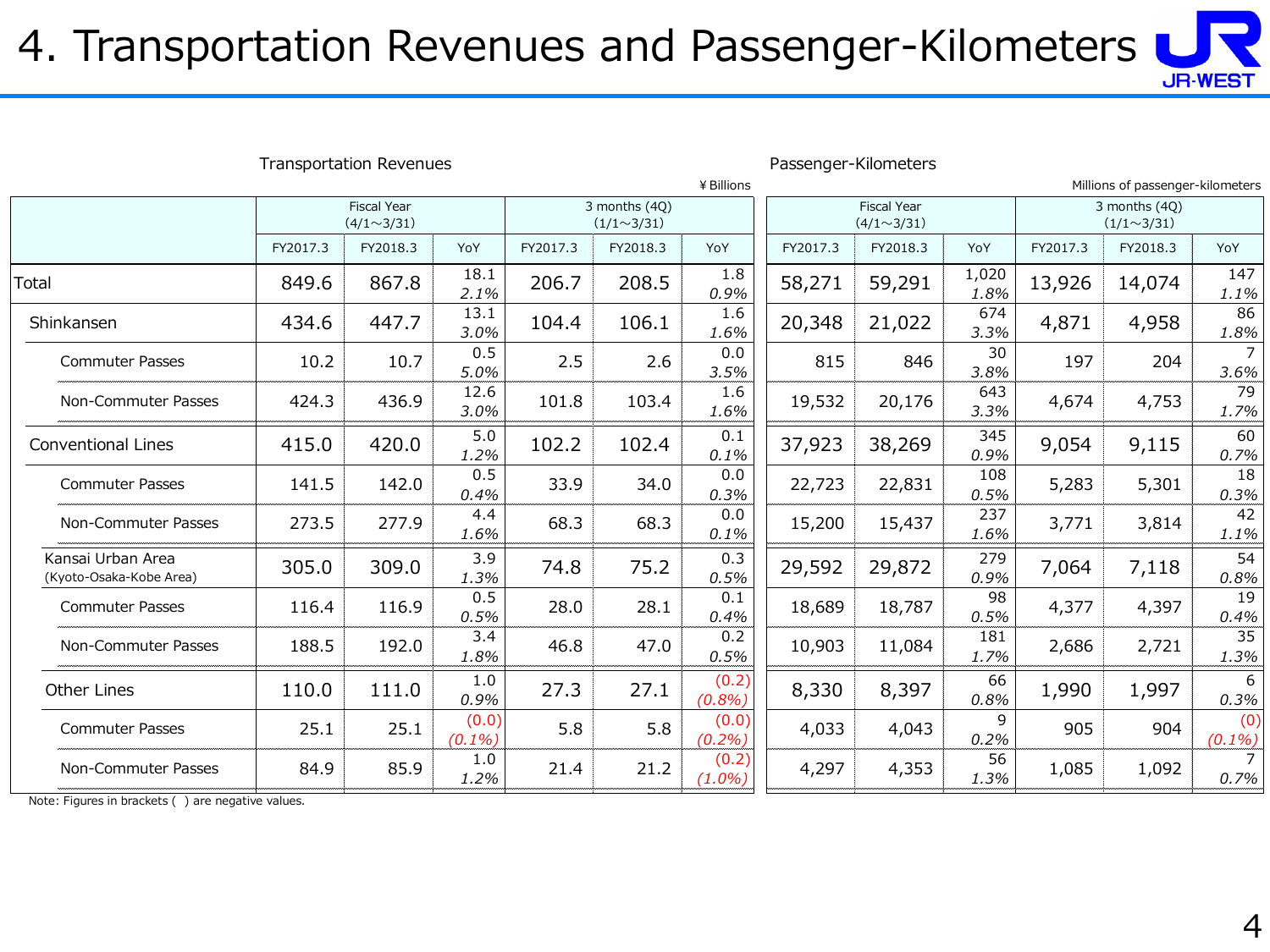# 4. Transportation Revenues and Passenger-Kilometers

Transportation Revenues ¥ Billions

| | Fiscal Year (4/1～3/31) | | | 3 months (4Q) (1/1～3/31) | | |
|---|---|---|---|---|---|---|
| | FY2017.3 | FY2018.3 | YoY | FY2017.3 | FY2018.3 | YoY |
| Total | 849.6 | 867.8 | 18.1 / 2.1% | 206.7 | 208.5 | 1.8 / 0.9% |
| Shinkansen | 434.6 | 447.7 | 13.1 / 3.0% | 104.4 | 106.1 | 1.6 / 1.6% |
| Commuter Passes | 10.2 | 10.7 | 0.5 / 5.0% | 2.5 | 2.6 | 0.0 / 3.5% |
| Non-Commuter Passes | 424.3 | 436.9 | 12.6 / 3.0% | 101.8 | 103.4 | 1.6 / 1.6% |
| Conventional Lines | 415.0 | 420.0 | 5.0 / 1.2% | 102.2 | 102.4 | 0.1 / 0.1% |
| Commuter Passes | 141.5 | 142.0 | 0.5 / 0.4% | 33.9 | 34.0 | 0.0 / 0.3% |
| Non-Commuter Passes | 273.5 | 277.9 | 4.4 / 1.6% | 68.3 | 68.3 | 0.0 / 0.1% |
| Kansai Urban Area (Kyoto-Osaka-Kobe Area) | 305.0 | 309.0 | 3.9 / 1.3% | 74.8 | 75.2 | 0.3 / 0.5% |
| Commuter Passes | 116.4 | 116.9 | 0.5 / 0.5% | 28.0 | 28.1 | 0.1 / 0.4% |
| Non-Commuter Passes | 188.5 | 192.0 | 3.4 / 1.8% | 46.8 | 47.0 | 0.2 / 0.5% |
| Other Lines | 110.0 | 111.0 | 1.0 / 0.9% | 27.3 | 27.1 | (0.2) / (0.8%) |
| Commuter Passes | 25.1 | 25.1 | (0.0) / (0.1%) | 5.8 | 5.8 | (0.0) / (0.2%) |
| Non-Commuter Passes | 84.9 | 85.9 | 1.0 / 1.2% | 21.4 | 21.2 | (0.2) / (1.0%) |

Passenger-Kilometers Millions of passenger-kilometers

| | Fiscal Year (4/1～3/31) | | | 3 months (4Q) (1/1～3/31) | | |
|---|---|---|---|---|---|---|
| | FY2017.3 | FY2018.3 | YoY | FY2017.3 | FY2018.3 | YoY |
| Total | 58,271 | 59,291 | 1,020 / 1.8% | 13,926 | 14,074 | 147 / 1.1% |
| Shinkansen | 20,348 | 21,022 | 674 / 3.3% | 4,871 | 4,958 | 86 / 1.8% |
| Commuter Passes | 815 | 846 | 30 / 3.8% | 197 | 204 | 7 / 3.6% |
| Non-Commuter Passes | 19,532 | 20,176 | 643 / 3.3% | 4,674 | 4,753 | 79 / 1.7% |
| Conventional Lines | 37,923 | 38,269 | 345 / 0.9% | 9,054 | 9,115 | 60 / 0.7% |
| Commuter Passes | 22,723 | 22,831 | 108 / 0.5% | 5,283 | 5,301 | 18 / 0.3% |
| Non-Commuter Passes | 15,200 | 15,437 | 237 / 1.6% | 3,771 | 3,814 | 42 / 1.1% |
| Kansai Urban Area (Kyoto-Osaka-Kobe Area) | 29,592 | 29,872 | 279 / 0.9% | 7,064 | 7,118 | 54 / 0.8% |
| Commuter Passes | 18,689 | 18,787 | 98 / 0.5% | 4,377 | 4,397 | 19 / 0.4% |
| Non-Commuter Passes | 10,903 | 11,084 | 181 / 1.7% | 2,686 | 2,721 | 35 / 1.3% |
| Other Lines | 8,330 | 8,397 | 66 / 0.8% | 1,990 | 1,997 | 6 / 0.3% |
| Commuter Passes | 4,033 | 4,043 | 9 / 0.2% | 905 | 904 | (0) / (0.1%) |
| Non-Commuter Passes | 4,297 | 4,353 | 56 / 1.3% | 1,085 | 1,092 | 7 / 0.7% |

Note: Figures in brackets ( ) are negative values.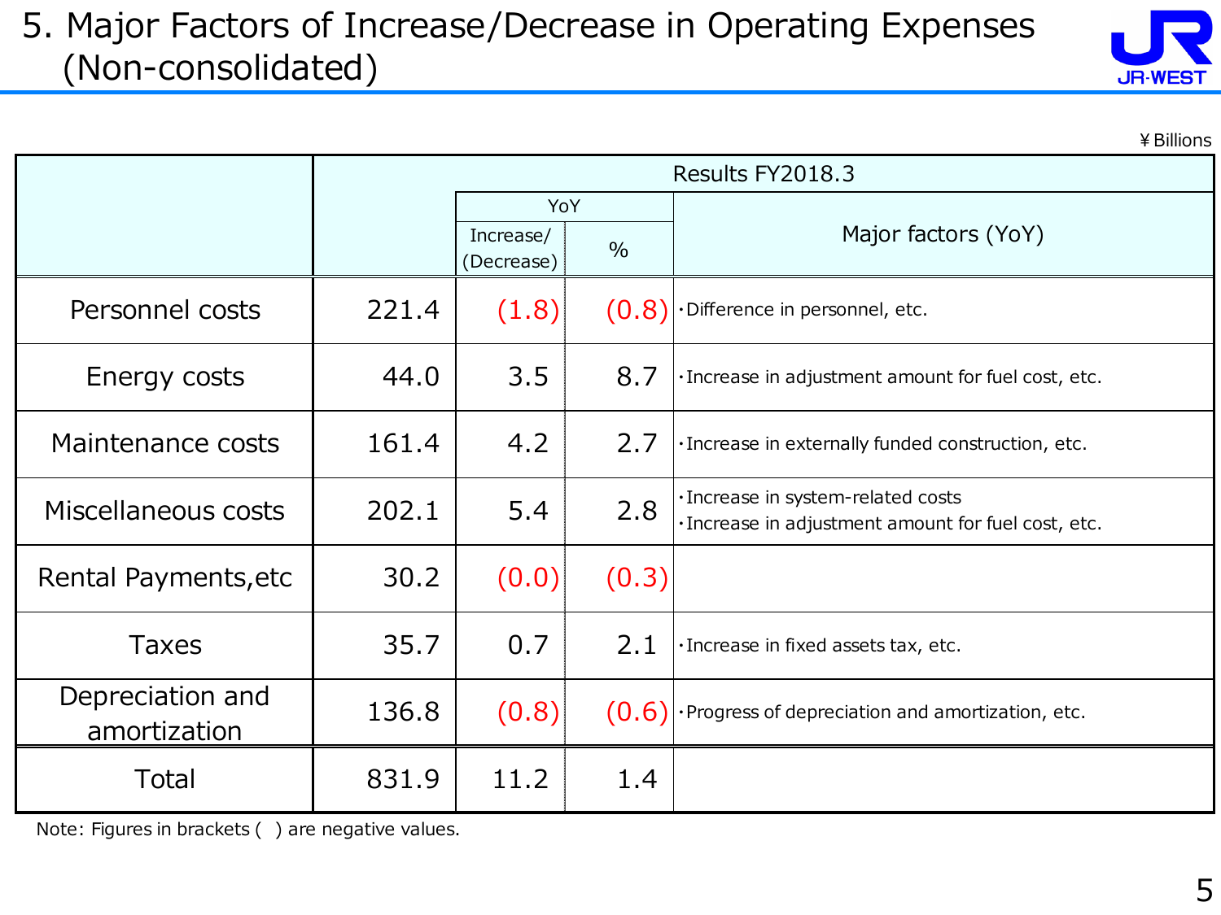# 5. Major Factors of Increase/Decrease in Operating Expenses (Non-consolidated)

¥ Billions

| | Results FY2018.3 | | | |
|---|---|---|---|---|
| | | YoY | | Major factors (YoY) |
| | | Increase/ (Decrease) | % | |
| Personnel costs | 221.4 | (1.8) | (0.8) | ・Difference in personnel, etc. |
| Energy costs | 44.0 | 3.5 | 8.7 | ・Increase in adjustment amount for fuel cost, etc. |
| Maintenance costs | 161.4 | 4.2 | 2.7 | ・Increase in externally funded construction, etc. |
| Miscellaneous costs | 202.1 | 5.4 | 2.8 | ・Increase in system-related costs<br>・Increase in adjustment amount for fuel cost, etc. |
| Rental Payments,etc | 30.2 | (0.0) | (0.3) | |
| Taxes | 35.7 | 0.7 | 2.1 | ・Increase in fixed assets tax, etc. |
| Depreciation and amortization | 136.8 | (0.8) | (0.6) | ・Progress of depreciation and amortization, etc. |
| Total | 831.9 | 11.2 | 1.4 | |

Note: Figures in brackets ( ) are negative values.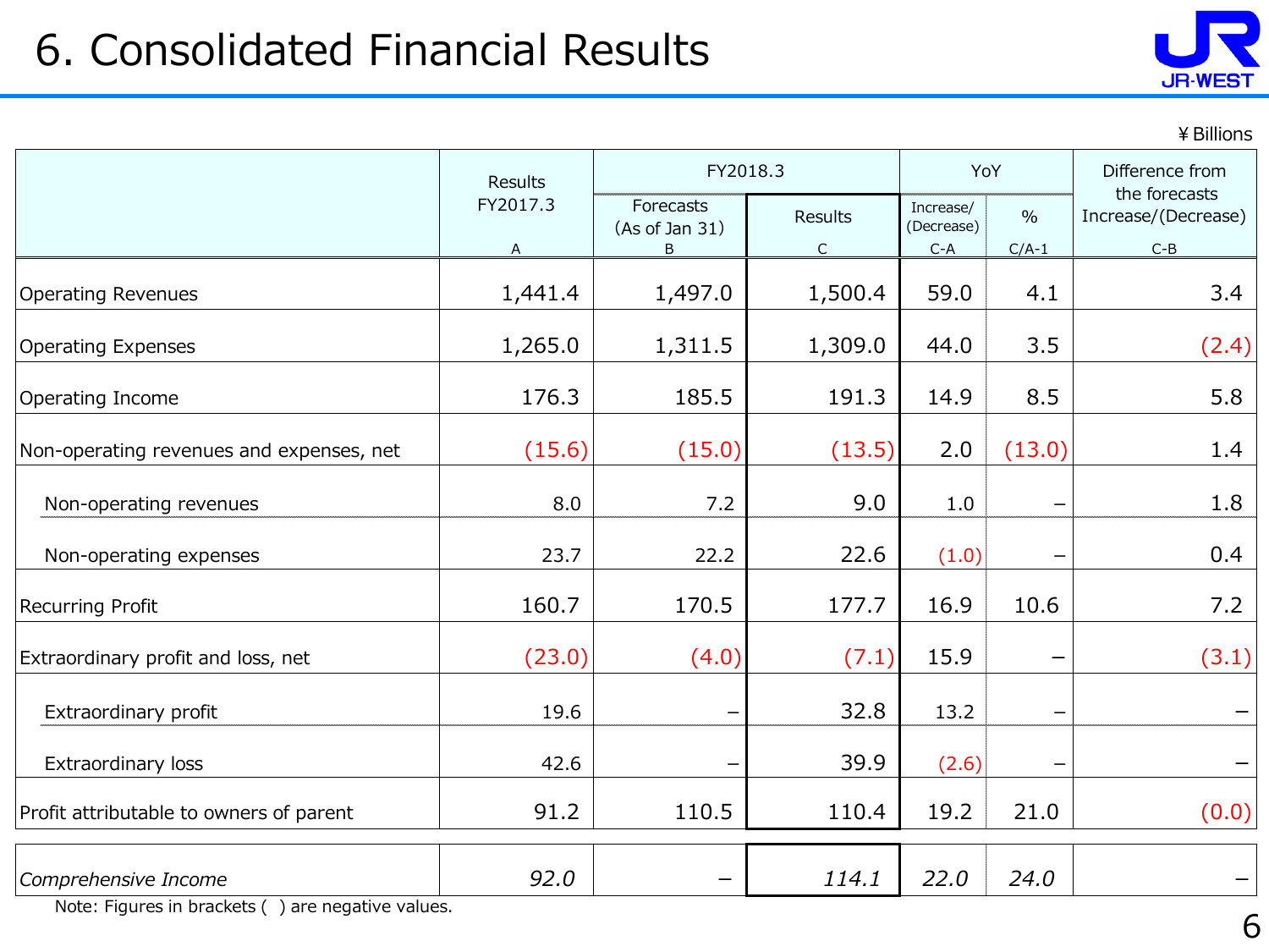# 6. Consolidated Financial Results

¥Billions

| | Results FY2017.3 | FY2018.3 | | YoY | | Difference from the forecasts Increase/(Decrease) |
|---|---|---|---|---|---|---|
| | | Forecasts (As of Jan 31) | Results | Increase/ (Decrease) | % | |
| | A | B | C | C-A | C/A-1 | C-B |
| Operating Revenues | 1,441.4 | 1,497.0 | 1,500.4 | 59.0 | 4.1 | 3.4 |
| Operating Expenses | 1,265.0 | 1,311.5 | 1,309.0 | 44.0 | 3.5 | (2.4) |
| Operating Income | 176.3 | 185.5 | 191.3 | 14.9 | 8.5 | 5.8 |
| Non-operating revenues and expenses, net | (15.6) | (15.0) | (13.5) | 2.0 | (13.0) | 1.4 |
| Non-operating revenues | 8.0 | 7.2 | 9.0 | 1.0 | – | 1.8 |
| Non-operating expenses | 23.7 | 22.2 | 22.6 | (1.0) | – | 0.4 |
| Recurring Profit | 160.7 | 170.5 | 177.7 | 16.9 | 10.6 | 7.2 |
| Extraordinary profit and loss, net | (23.0) | (4.0) | (7.1) | 15.9 | – | (3.1) |
| Extraordinary profit | 19.6 | – | 32.8 | 13.2 | – | – |
| Extraordinary loss | 42.6 | – | 39.9 | (2.6) | – | – |
| Profit attributable to owners of parent | 91.2 | 110.5 | 110.4 | 19.2 | 21.0 | (0.0) |
| *Comprehensive Income* | *92.0* | – | *114.1* | *22.0* | *24.0* | – |

Note: Figures in brackets ( ) are negative values.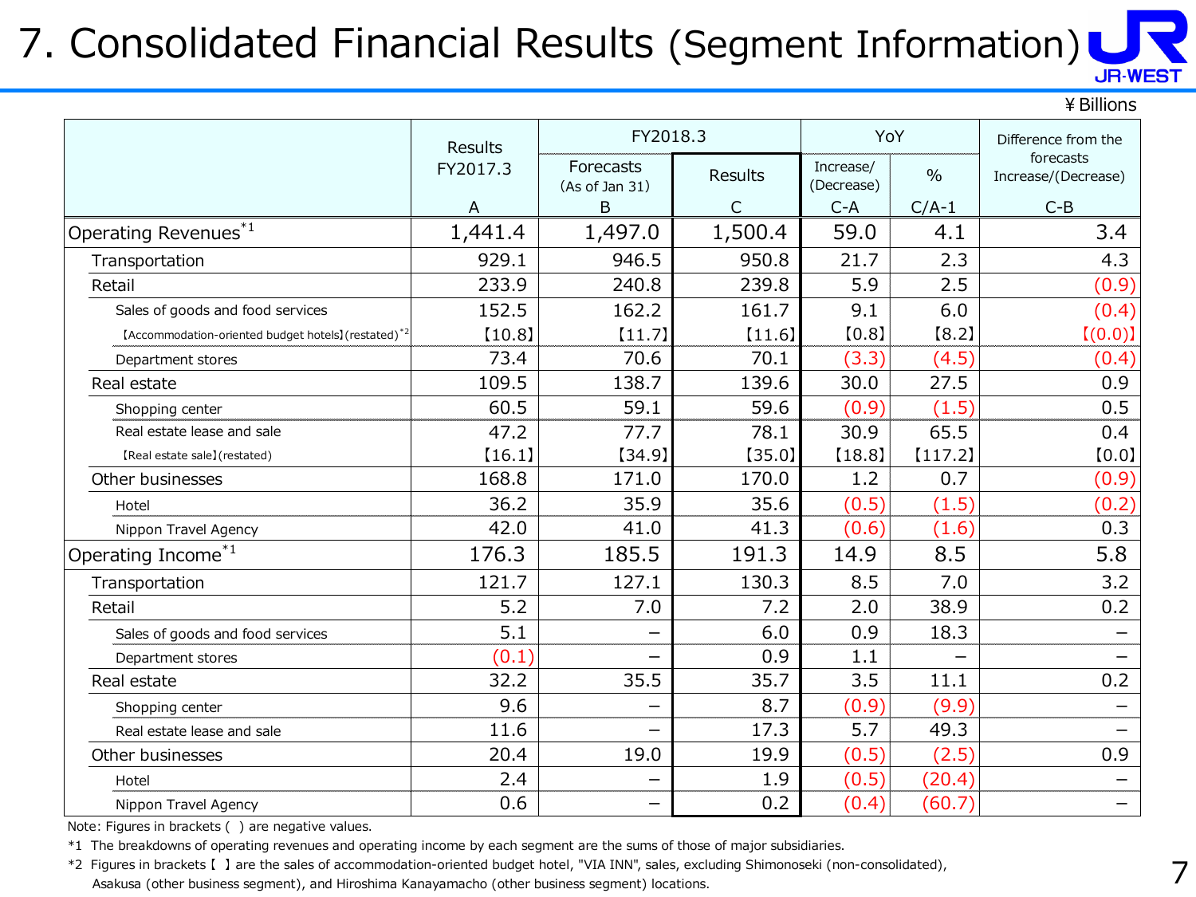# 7. Consolidated Financial Results (Segment Information)

¥Billions

| | Results FY2017.3 A | FY2018.3 Forecasts (As of Jan 31) B | FY2018.3 Results C | YoY Increase/(Decrease) C-A | YoY % C/A-1 | Difference from the forecasts Increase/(Decrease) C-B |
|---|---|---|---|---|---|---|
| Operating Revenues[*1] | 1,441.4 | 1,497.0 | 1,500.4 | 59.0 | 4.1 | 3.4 |
| Transportation | 929.1 | 946.5 | 950.8 | 21.7 | 2.3 | 4.3 |
| Retail | 233.9 | 240.8 | 239.8 | 5.9 | 2.5 | (0.9) |
| Sales of goods and food services | 152.5 | 162.2 | 161.7 | 9.1 | 6.0 | (0.4) |
| 【Accommodation-oriented budget hotels】(restated)[*2] | 【10.8】 | 【11.7】 | 【11.6】 | 【0.8】 | 【8.2】 | 【(0.0)】 |
| Department stores | 73.4 | 70.6 | 70.1 | (3.3) | (4.5) | (0.4) |
| Real estate | 109.5 | 138.7 | 139.6 | 30.0 | 27.5 | 0.9 |
| Shopping center | 60.5 | 59.1 | 59.6 | (0.9) | (1.5) | 0.5 |
| Real estate lease and sale | 47.2 | 77.7 | 78.1 | 30.9 | 65.5 | 0.4 |
| 【Real estate sale】(restated) | 【16.1】 | 【34.9】 | 【35.0】 | 【18.8】 | 【117.2】 | 【0.0】 |
| Other businesses | 168.8 | 171.0 | 170.0 | 1.2 | 0.7 | (0.9) |
| Hotel | 36.2 | 35.9 | 35.6 | (0.5) | (1.5) | (0.2) |
| Nippon Travel Agency | 42.0 | 41.0 | 41.3 | (0.6) | (1.6) | 0.3 |
| Operating Income[*1] | 176.3 | 185.5 | 191.3 | 14.9 | 8.5 | 5.8 |
| Transportation | 121.7 | 127.1 | 130.3 | 8.5 | 7.0 | 3.2 |
| Retail | 5.2 | 7.0 | 7.2 | 2.0 | 38.9 | 0.2 |
| Sales of goods and food services | 5.1 | – | 6.0 | 0.9 | 18.3 | – |
| Department stores | (0.1) | – | 0.9 | 1.1 | – | – |
| Real estate | 32.2 | 35.5 | 35.7 | 3.5 | 11.1 | 0.2 |
| Shopping center | 9.6 | – | 8.7 | (0.9) | (9.9) | – |
| Real estate lease and sale | 11.6 | – | 17.3 | 5.7 | 49.3 | – |
| Other businesses | 20.4 | 19.0 | 19.9 | (0.5) | (2.5) | 0.9 |
| Hotel | 2.4 | – | 1.9 | (0.5) | (20.4) | – |
| Nippon Travel Agency | 0.6 | – | 0.2 | (0.4) | (60.7) | – |

Note: Figures in brackets ( ) are negative values.

*1 The breakdowns of operating revenues and operating income by each segment are the sums of those of major subsidiaries.

*2 Figures in brackets 【 】 are the sales of accommodation-oriented budget hotel, "VIA INN", sales, excluding Shimonoseki (non-consolidated), Asakusa (other business segment), and Hiroshima Kanayamacho (other business segment) locations.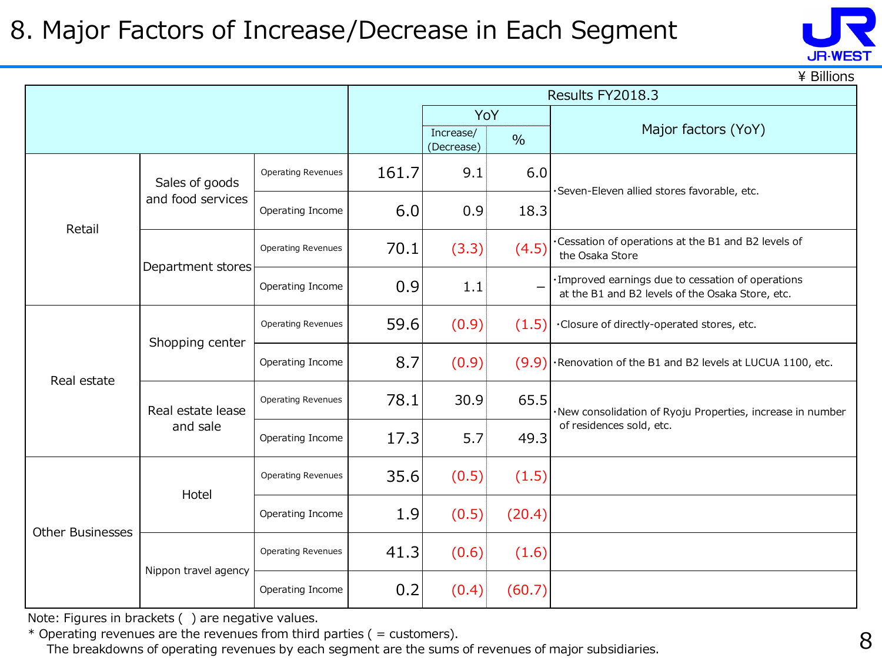# 8. Major Factors of Increase/Decrease in Each Segment

¥ Billions

| | | | Results FY2018.3 | YoY Increase/(Decrease) | YoY % | Major factors (YoY) |
|---|---|---|---|---|---|---|
| Retail | Sales of goods and food services | Operating Revenues | 161.7 | 9.1 | 6.0 | ・Seven-Eleven allied stores favorable, etc. |
| | | Operating Income | 6.0 | 0.9 | 18.3 | |
| | Department stores | Operating Revenues | 70.1 | (3.3) | (4.5) | ・Cessation of operations at the B1 and B2 levels of the Osaka Store |
| | | Operating Income | 0.9 | 1.1 | – | ・Improved earnings due to cessation of operations at the B1 and B2 levels of the Osaka Store, etc. |
| Real estate | Shopping center | Operating Revenues | 59.6 | (0.9) | (1.5) | ・Closure of directly-operated stores, etc. |
| | | Operating Income | 8.7 | (0.9) | (9.9) | ・Renovation of the B1 and B2 levels at LUCUA 1100, etc. |
| | Real estate lease and sale | Operating Revenues | 78.1 | 30.9 | 65.5 | ・New consolidation of Ryoju Properties, increase in number of residences sold, etc. |
| | | Operating Income | 17.3 | 5.7 | 49.3 | |
| Other Businesses | Hotel | Operating Revenues | 35.6 | (0.5) | (1.5) | |
| | | Operating Income | 1.9 | (0.5) | (20.4) | |
| | Nippon travel agency | Operating Revenues | 41.3 | (0.6) | (1.6) | |
| | | Operating Income | 0.2 | (0.4) | (60.7) | |

Note: Figures in brackets ( ) are negative values.

* Operating revenues are the revenues from third parties ( = customers).
  The breakdowns of operating revenues by each segment are the sums of revenues of major subsidiaries.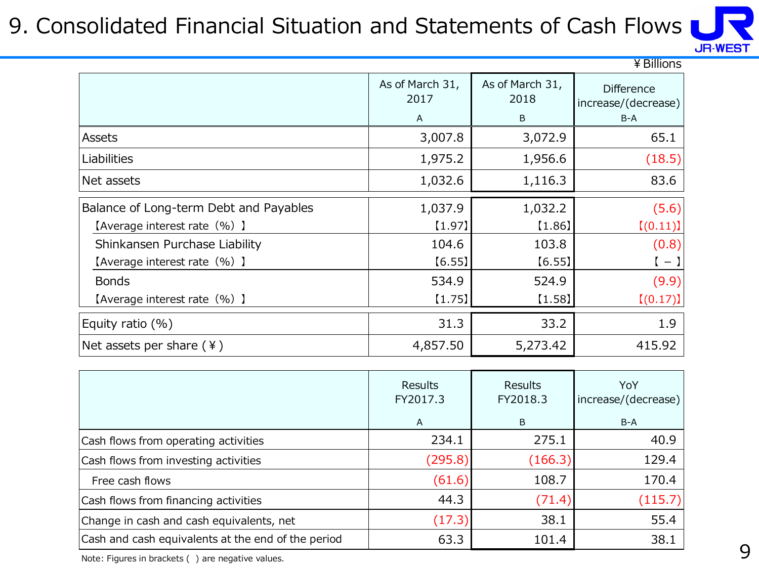# 9. Consolidated Financial Situation and Statements of Cash Flows

¥Billions

| | As of March 31, 2017<br>A | As of March 31, 2018<br>B | Difference increase/(decrease)<br>B-A |
|---|---|---|---|
| Assets | 3,007.8 | 3,072.9 | 65.1 |
| Liabilities | 1,975.2 | 1,956.6 | (18.5) |
| Net assets | 1,032.6 | 1,116.3 | 83.6 |
| Balance of Long-term Debt and Payables | 1,037.9 | 1,032.2 | (5.6) |
| 【Average interest rate（%）】 | 【1.97】 | 【1.86】 | 【(0.11)】 |
| Shinkansen Purchase Liability | 104.6 | 103.8 | (0.8) |
| 【Average interest rate（%）】 | 【6.55】 | 【6.55】 | 【 − 】 |
| Bonds | 534.9 | 524.9 | (9.9) |
| 【Average interest rate（%）】 | 【1.75】 | 【1.58】 | 【(0.17)】 |
| Equity ratio (%) | 31.3 | 33.2 | 1.9 |
| Net assets per share (¥) | 4,857.50 | 5,273.42 | 415.92 |

| | Results FY2017.3<br>A | Results FY2018.3<br>B | YoY increase/(decrease)<br>B-A |
|---|---|---|---|
| Cash flows from operating activities | 234.1 | 275.1 | 40.9 |
| Cash flows from investing activities | (295.8) | (166.3) | 129.4 |
| Free cash flows | (61.6) | 108.7 | 170.4 |
| Cash flows from financing activities | 44.3 | (71.4) | (115.7) |
| Change in cash and cash equivalents, net | (17.3) | 38.1 | 55.4 |
| Cash and cash equivalents at the end of the period | 63.3 | 101.4 | 38.1 |

Note: Figures in brackets ( ) are negative values.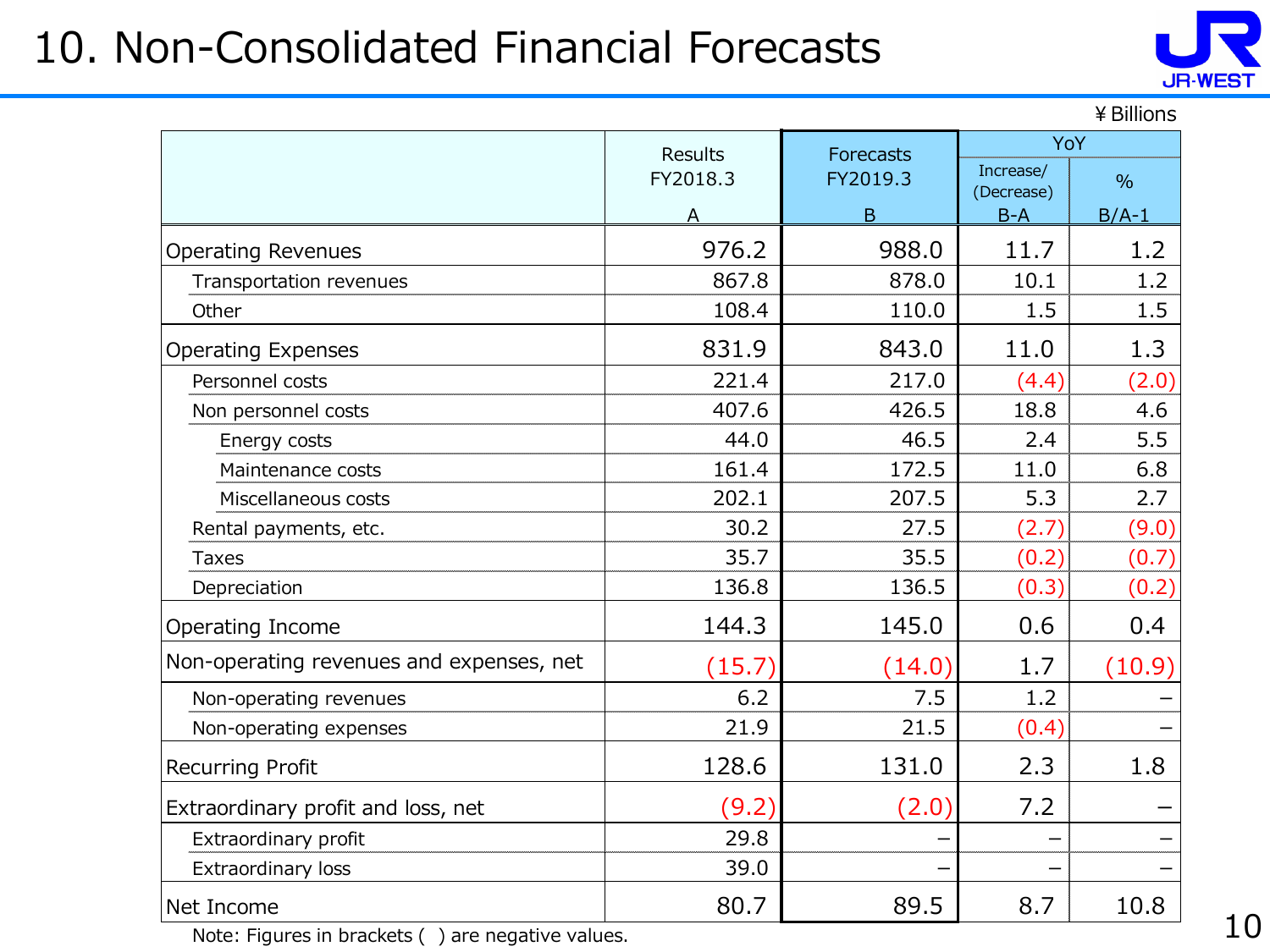# 10. Non-Consolidated Financial Forecasts

¥ Billions

| | Results FY2018.3 A | Forecasts FY2019.3 B | YoY Increase/(Decrease) B-A | YoY % B/A-1 |
|---|---|---|---|---|
| Operating Revenues | 976.2 | 988.0 | 11.7 | 1.2 |
| Transportation revenues | 867.8 | 878.0 | 10.1 | 1.2 |
| Other | 108.4 | 110.0 | 1.5 | 1.5 |
| Operating Expenses | 831.9 | 843.0 | 11.0 | 1.3 |
| Personnel costs | 221.4 | 217.0 | (4.4) | (2.0) |
| Non personnel costs | 407.6 | 426.5 | 18.8 | 4.6 |
| Energy costs | 44.0 | 46.5 | 2.4 | 5.5 |
| Maintenance costs | 161.4 | 172.5 | 11.0 | 6.8 |
| Miscellaneous costs | 202.1 | 207.5 | 5.3 | 2.7 |
| Rental payments, etc. | 30.2 | 27.5 | (2.7) | (9.0) |
| Taxes | 35.7 | 35.5 | (0.2) | (0.7) |
| Depreciation | 136.8 | 136.5 | (0.3) | (0.2) |
| Operating Income | 144.3 | 145.0 | 0.6 | 0.4 |
| Non-operating revenues and expenses, net | (15.7) | (14.0) | 1.7 | (10.9) |
| Non-operating revenues | 6.2 | 7.5 | 1.2 | – |
| Non-operating expenses | 21.9 | 21.5 | (0.4) | – |
| Recurring Profit | 128.6 | 131.0 | 2.3 | 1.8 |
| Extraordinary profit and loss, net | (9.2) | (2.0) | 7.2 | – |
| Extraordinary profit | 29.8 | – | – | – |
| Extraordinary loss | 39.0 | – | – | – |
| Net Income | 80.7 | 89.5 | 8.7 | 10.8 |

Note: Figures in brackets ( ) are negative values.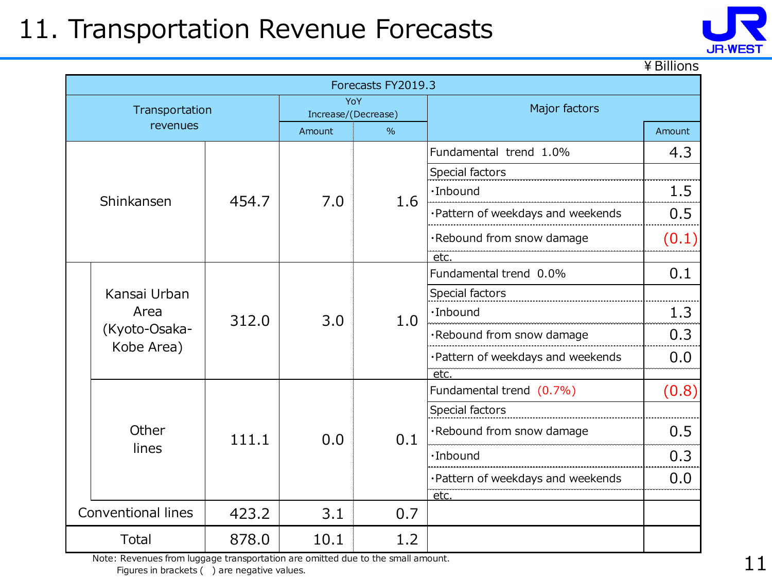# 11. Transportation Revenue Forecasts

¥Billions

| Forecasts FY2019.3 | | | | | |
|---|---|---|---|---|---|
| Transportation revenues | | YoY Increase/(Decrease) | | Major factors | |
| | | Amount | % | | Amount |
| Shinkansen | 454.7 | 7.0 | 1.6 | Fundamental trend 1.0% | 4.3 |
| | | | | Special factors | |
| | | | | ･Inbound | 1.5 |
| | | | | ･Pattern of weekdays and weekends | 0.5 |
| | | | | ･Rebound from snow damage | (0.1) |
| | | | | etc. | |
| Kansai Urban Area (Kyoto-Osaka-Kobe Area) | 312.0 | 3.0 | 1.0 | Fundamental trend 0.0% | 0.1 |
| | | | | Special factors | |
| | | | | ･Inbound | 1.3 |
| | | | | ･Rebound from snow damage | 0.3 |
| | | | | ･Pattern of weekdays and weekends | 0.0 |
| | | | | etc. | |
| Other lines | 111.1 | 0.0 | 0.1 | Fundamental trend (0.7%) | (0.8) |
| | | | | Special factors | |
| | | | | ･Rebound from snow damage | 0.5 |
| | | | | ･Inbound | 0.3 |
| | | | | ･Pattern of weekdays and weekends | 0.0 |
| | | | | etc. | |
| Conventional lines | 423.2 | 3.1 | 0.7 | | |
| Total | 878.0 | 10.1 | 1.2 | | |

Note: Revenues from luggage transportation are omitted due to the small amount.
Figures in brackets ( ) are negative values.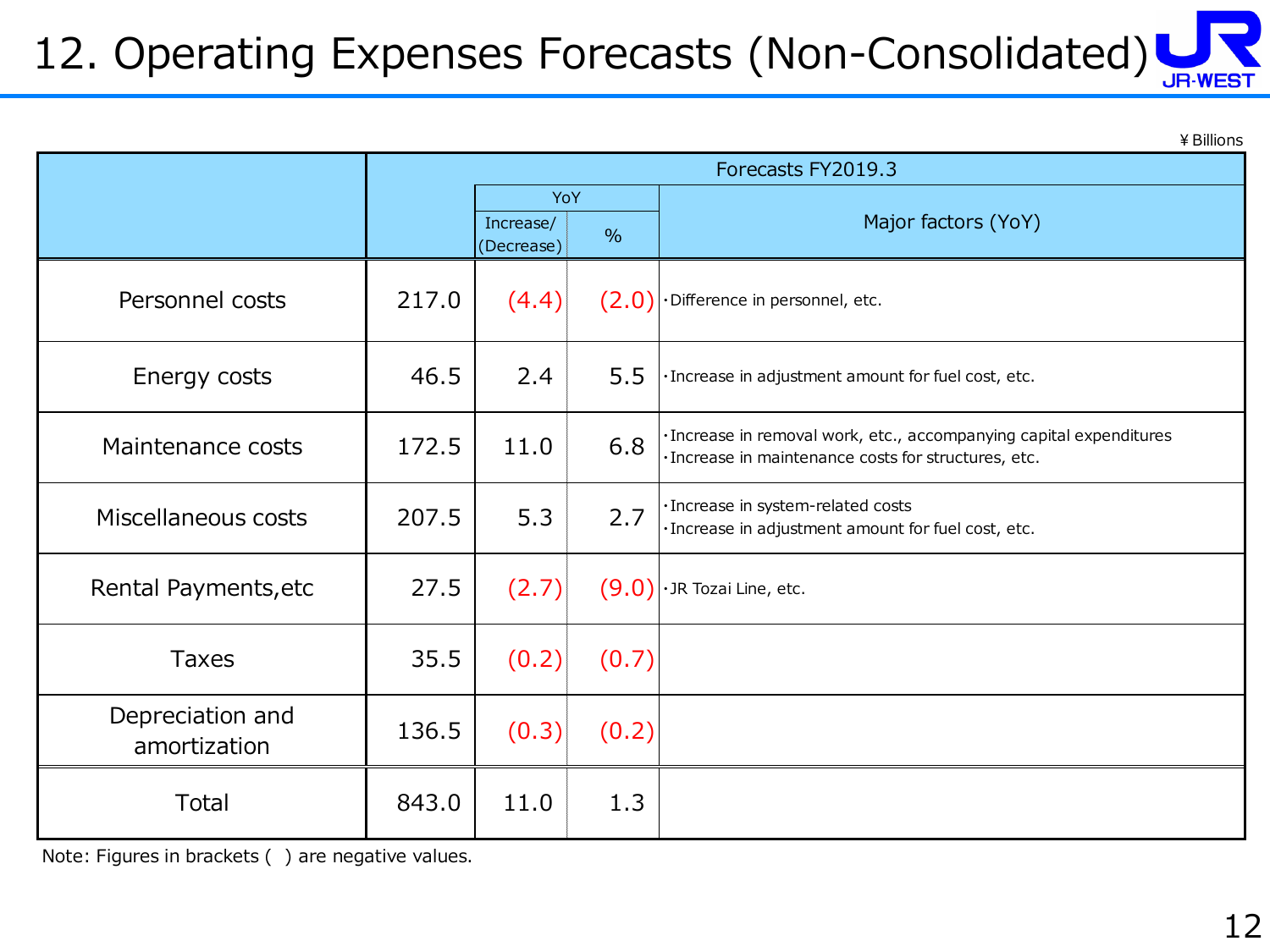# 12. Operating Expenses Forecasts (Non-Consolidated)

¥Billions

| | Forecasts FY2019.3 | | | |
|---|---|---|---|---|
| | | YoY | | Major factors (YoY) |
| | | Increase/ (Decrease) | % | |
| Personnel costs | 217.0 | (4.4) | (2.0) | ・Difference in personnel, etc. |
| Energy costs | 46.5 | 2.4 | 5.5 | ・Increase in adjustment amount for fuel cost, etc. |
| Maintenance costs | 172.5 | 11.0 | 6.8 | ・Increase in removal work, etc., accompanying capital expenditures<br>・Increase in maintenance costs for structures, etc. |
| Miscellaneous costs | 207.5 | 5.3 | 2.7 | ・Increase in system-related costs<br>・Increase in adjustment amount for fuel cost, etc. |
| Rental Payments,etc | 27.5 | (2.7) | (9.0) | ・JR Tozai Line, etc. |
| Taxes | 35.5 | (0.2) | (0.7) | |
| Depreciation and amortization | 136.5 | (0.3) | (0.2) | |
| Total | 843.0 | 11.0 | 1.3 | |

Note: Figures in brackets ( ) are negative values.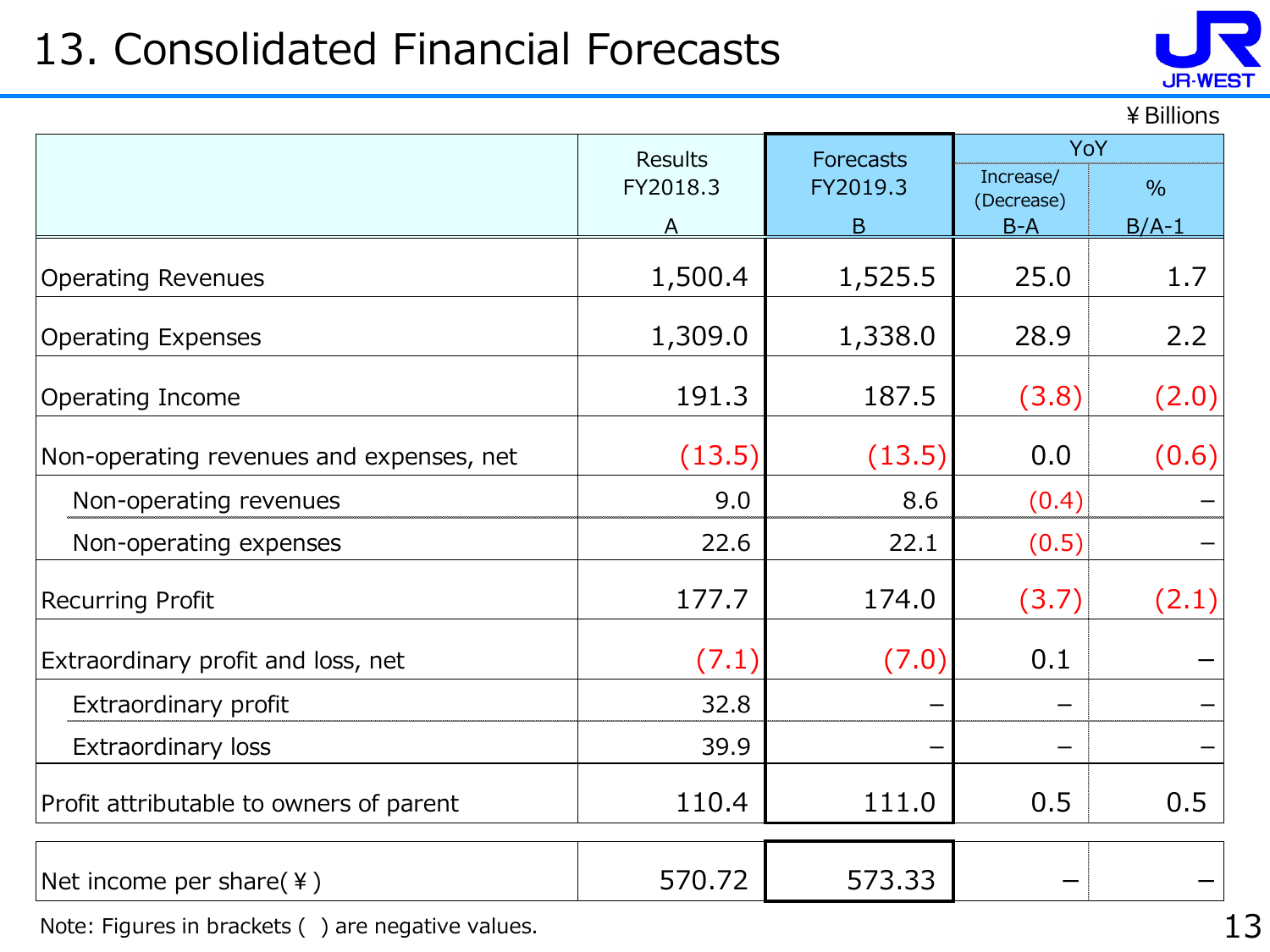# 13. Consolidated Financial Forecasts

¥Billions

| | Results FY2018.3 A | Forecasts FY2019.3 B | YoY Increase/(Decrease) B-A | YoY % B/A-1 |
|---|---|---|---|---|
| Operating Revenues | 1,500.4 | 1,525.5 | 25.0 | 1.7 |
| Operating Expenses | 1,309.0 | 1,338.0 | 28.9 | 2.2 |
| Operating Income | 191.3 | 187.5 | (3.8) | (2.0) |
| Non-operating revenues and expenses, net | (13.5) | (13.5) | 0.0 | (0.6) |
| Non-operating revenues | 9.0 | 8.6 | (0.4) | – |
| Non-operating expenses | 22.6 | 22.1 | (0.5) | – |
| Recurring Profit | 177.7 | 174.0 | (3.7) | (2.1) |
| Extraordinary profit and loss, net | (7.1) | (7.0) | 0.1 | – |
| Extraordinary profit | 32.8 | – | – | – |
| Extraordinary loss | 39.9 | – | – | – |
| Profit attributable to owners of parent | 110.4 | 111.0 | 0.5 | 0.5 |
| Net income per share(¥) | 570.72 | 573.33 | – | – |

Note: Figures in brackets ( ) are negative values.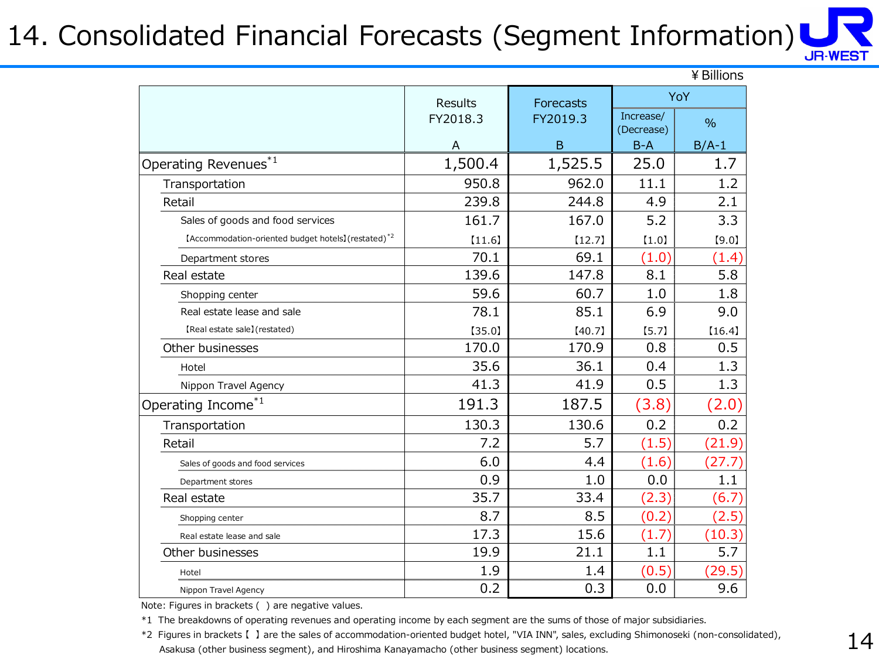# 14. Consolidated Financial Forecasts (Segment Information)

¥Billions

| | Results FY2018.3 A | Forecasts FY2019.3 B | YoY Increase/(Decrease) B-A | YoY % B/A-1 |
|---|---|---|---|---|
| Operating Revenues[*1] | 1,500.4 | 1,525.5 | 25.0 | 1.7 |
| Transportation | 950.8 | 962.0 | 11.1 | 1.2 |
| Retail | 239.8 | 244.8 | 4.9 | 2.1 |
| Sales of goods and food services | 161.7 | 167.0 | 5.2 | 3.3 |
| 【Accommodation-oriented budget hotels】(restated)[*2] | 【11.6】 | 【12.7】 | 【1.0】 | 【9.0】 |
| Department stores | 70.1 | 69.1 | (1.0) | (1.4) |
| Real estate | 139.6 | 147.8 | 8.1 | 5.8 |
| Shopping center | 59.6 | 60.7 | 1.0 | 1.8 |
| Real estate lease and sale | 78.1 | 85.1 | 6.9 | 9.0 |
| 【Real estate sale】(restated) | 【35.0】 | 【40.7】 | 【5.7】 | 【16.4】 |
| Other businesses | 170.0 | 170.9 | 0.8 | 0.5 |
| Hotel | 35.6 | 36.1 | 0.4 | 1.3 |
| Nippon Travel Agency | 41.3 | 41.9 | 0.5 | 1.3 |
| Operating Income[*1] | 191.3 | 187.5 | (3.8) | (2.0) |
| Transportation | 130.3 | 130.6 | 0.2 | 0.2 |
| Retail | 7.2 | 5.7 | (1.5) | (21.9) |
| Sales of goods and food services | 6.0 | 4.4 | (1.6) | (27.7) |
| Department stores | 0.9 | 1.0 | 0.0 | 1.1 |
| Real estate | 35.7 | 33.4 | (2.3) | (6.7) |
| Shopping center | 8.7 | 8.5 | (0.2) | (2.5) |
| Real estate lease and sale | 17.3 | 15.6 | (1.7) | (10.3) |
| Other businesses | 19.9 | 21.1 | 1.1 | 5.7 |
| Hotel | 1.9 | 1.4 | (0.5) | (29.5) |
| Nippon Travel Agency | 0.2 | 0.3 | 0.0 | 9.6 |

Note: Figures in brackets ( ) are negative values.

*1 The breakdowns of operating revenues and operating income by each segment are the sums of those of major subsidiaries.

*2 Figures in brackets 【 】 are the sales of accommodation-oriented budget hotel, "VIA INN", sales, excluding Shimonoseki (non-consolidated), Asakusa (other business segment), and Hiroshima Kanayamacho (other business segment) locations.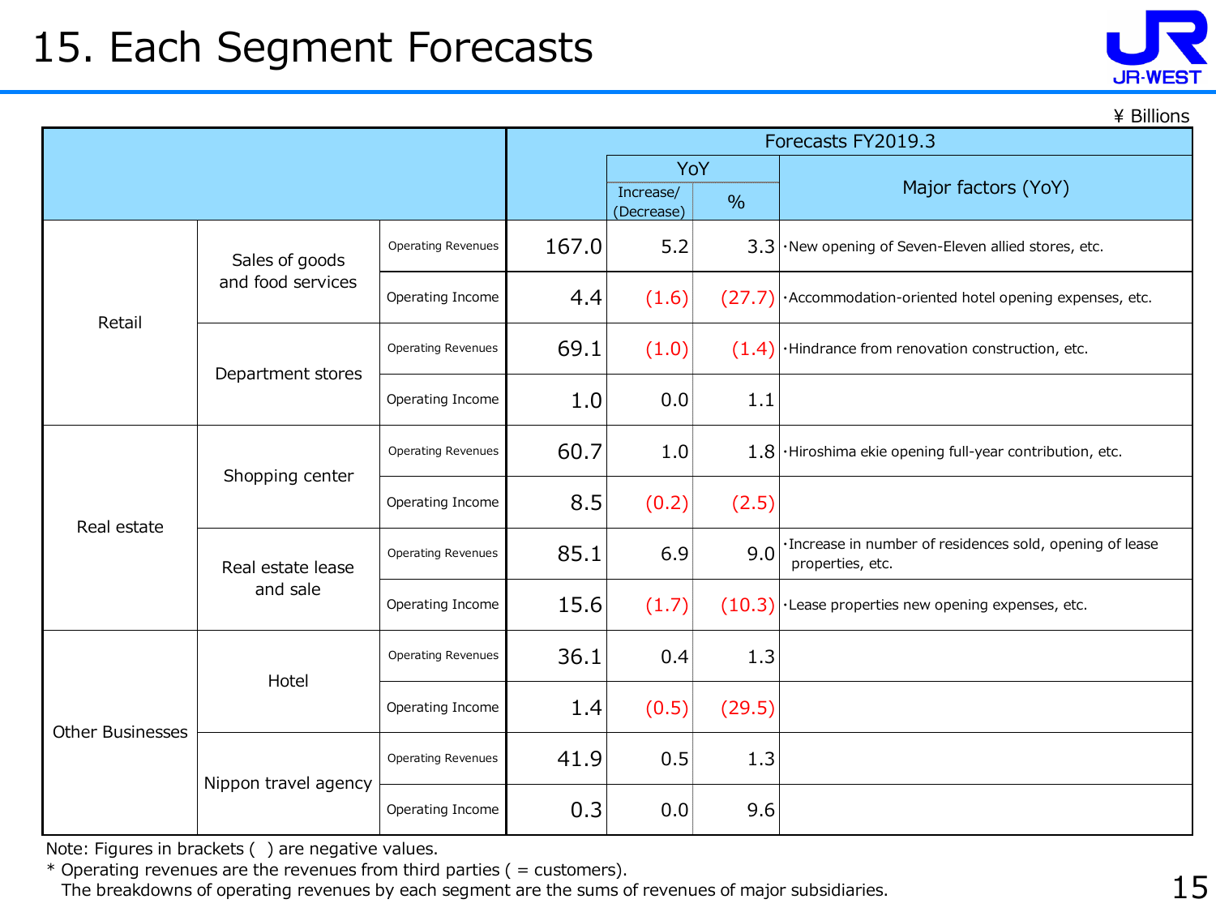# 15. Each Segment Forecasts

¥ Billions

| | | | Forecasts FY2019.3 | | | |
|---|---|---|---|---|---|---|
| | | | | YoY | | Major factors (YoY) |
| | | | | Increase/ (Decrease) | % | |
| Retail | Sales of goods and food services | Operating Revenues | 167.0 | 5.2 | 3.3 | ･New opening of Seven-Eleven allied stores, etc. |
| | | Operating Income | 4.4 | (1.6) | (27.7) | ･Accommodation-oriented hotel opening expenses, etc. |
| | Department stores | Operating Revenues | 69.1 | (1.0) | (1.4) | ･Hindrance from renovation construction, etc. |
| | | Operating Income | 1.0 | 0.0 | 1.1 | |
| Real estate | Shopping center | Operating Revenues | 60.7 | 1.0 | 1.8 | ･Hiroshima ekie opening full-year contribution, etc. |
| | | Operating Income | 8.5 | (0.2) | (2.5) | |
| | Real estate lease and sale | Operating Revenues | 85.1 | 6.9 | 9.0 | ･Increase in number of residences sold, opening of lease properties, etc. |
| | | Operating Income | 15.6 | (1.7) | (10.3) | ･Lease properties new opening expenses, etc. |
| Other Businesses | Hotel | Operating Revenues | 36.1 | 0.4 | 1.3 | |
| | | Operating Income | 1.4 | (0.5) | (29.5) | |
| | Nippon travel agency | Operating Revenues | 41.9 | 0.5 | 1.3 | |
| | | Operating Income | 0.3 | 0.0 | 9.6 | |

Note: Figures in brackets ( ) are negative values.

* Operating revenues are the revenues from third parties ( = customers).
  The breakdowns of operating revenues by each segment are the sums of revenues of major subsidiaries.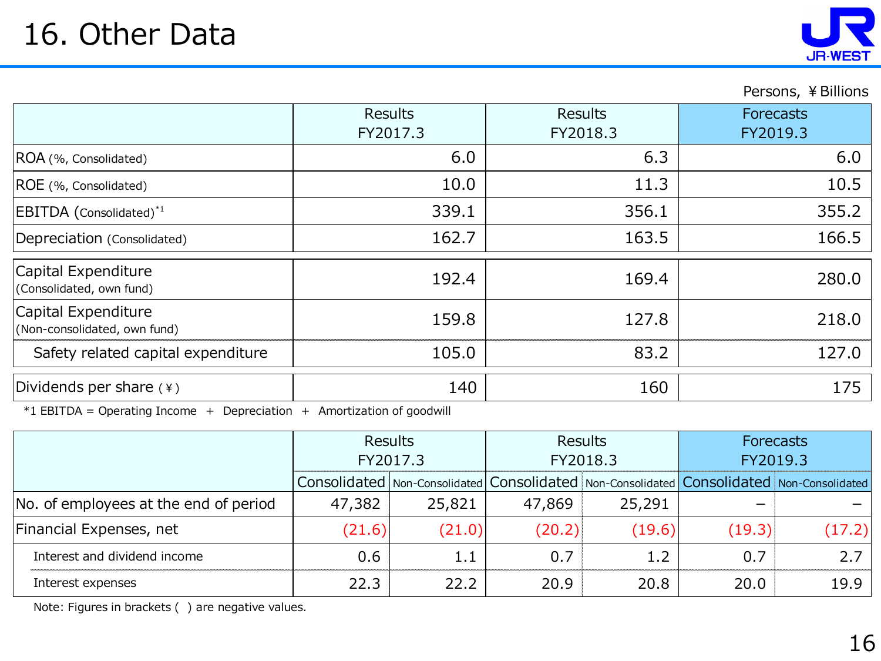# 16. Other Data

Persons, ¥Billions

| | Results FY2017.3 | Results FY2018.3 | Forecasts FY2019.3 |
|---|---|---|---|
| ROA (%, Consolidated) | 6.0 | 6.3 | 6.0 |
| ROE (%, Consolidated) | 10.0 | 11.3 | 10.5 |
| EBITDA (Consolidated)*1 | 339.1 | 356.1 | 355.2 |
| Depreciation (Consolidated) | 162.7 | 163.5 | 166.5 |
| Capital Expenditure (Consolidated, own fund) | 192.4 | 169.4 | 280.0 |
| Capital Expenditure (Non-consolidated, own fund) | 159.8 | 127.8 | 218.0 |
| Safety related capital expenditure | 105.0 | 83.2 | 127.0 |
| Dividends per share (¥) | 140 | 160 | 175 |

*1 EBITDA = Operating Income ＋ Depreciation ＋ Amortization of goodwill

| | Results FY2017.3 | | Results FY2018.3 | | Forecasts FY2019.3 | |
|---|---|---|---|---|---|---|
| | Consolidated | Non-Consolidated | Consolidated | Non-Consolidated | Consolidated | Non-Consolidated |
| No. of employees at the end of period | 47,382 | 25,821 | 47,869 | 25,291 | － | － |
| Financial Expenses, net | (21.6) | (21.0) | (20.2) | (19.6) | (19.3) | (17.2) |
| Interest and dividend income | 0.6 | 1.1 | 0.7 | 1.2 | 0.7 | 2.7 |
| Interest expenses | 22.3 | 22.2 | 20.9 | 20.8 | 20.0 | 19.9 |

Note: Figures in brackets ( ) are negative values.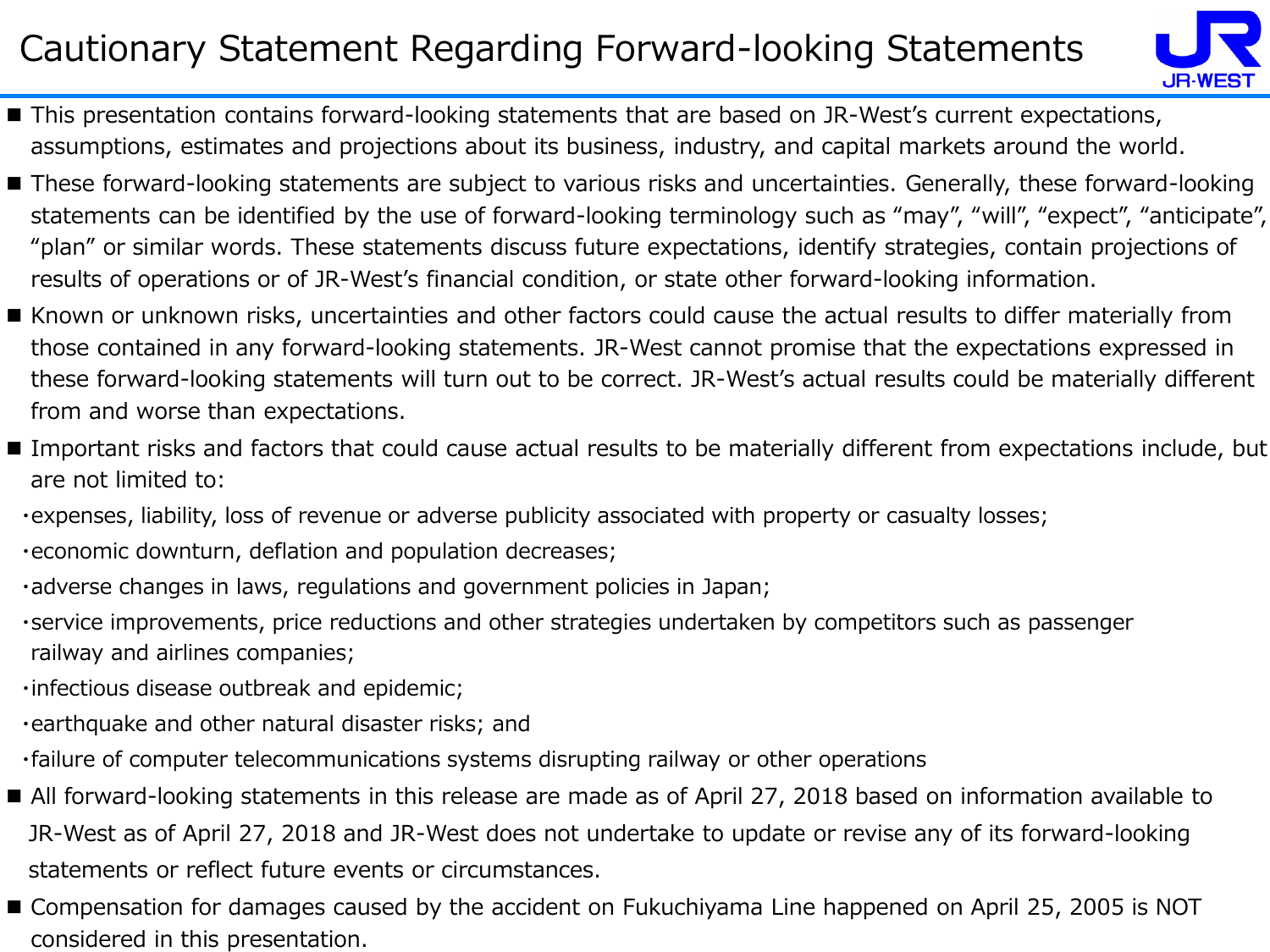# Cautionary Statement Regarding Forward-looking Statements

- This presentation contains forward-looking statements that are based on JR-West's current expectations, assumptions, estimates and projections about its business, industry, and capital markets around the world.
- These forward-looking statements are subject to various risks and uncertainties. Generally, these forward-looking statements can be identified by the use of forward-looking terminology such as "may", "will", "expect", "anticipate", "plan" or similar words. These statements discuss future expectations, identify strategies, contain projections of results of operations or of JR-West's financial condition, or state other forward-looking information.
- Known or unknown risks, uncertainties and other factors could cause the actual results to differ materially from those contained in any forward-looking statements. JR-West cannot promise that the expectations expressed in these forward-looking statements will turn out to be correct. JR-West's actual results could be materially different from and worse than expectations.
- Important risks and factors that could cause actual results to be materially different from expectations include, but are not limited to:
  - expenses, liability, loss of revenue or adverse publicity associated with property or casualty losses;
  - economic downturn, deflation and population decreases;
  - adverse changes in laws, regulations and government policies in Japan;
  - service improvements, price reductions and other strategies undertaken by competitors such as passenger railway and airlines companies;
  - infectious disease outbreak and epidemic;
  - earthquake and other natural disaster risks; and
  - failure of computer telecommunications systems disrupting railway or other operations
- All forward-looking statements in this release are made as of April 27, 2018 based on information available to JR-West as of April 27, 2018 and JR-West does not undertake to update or revise any of its forward-looking statements or reflect future events or circumstances.
- Compensation for damages caused by the accident on Fukuchiyama Line happened on April 25, 2005 is NOT considered in this presentation.